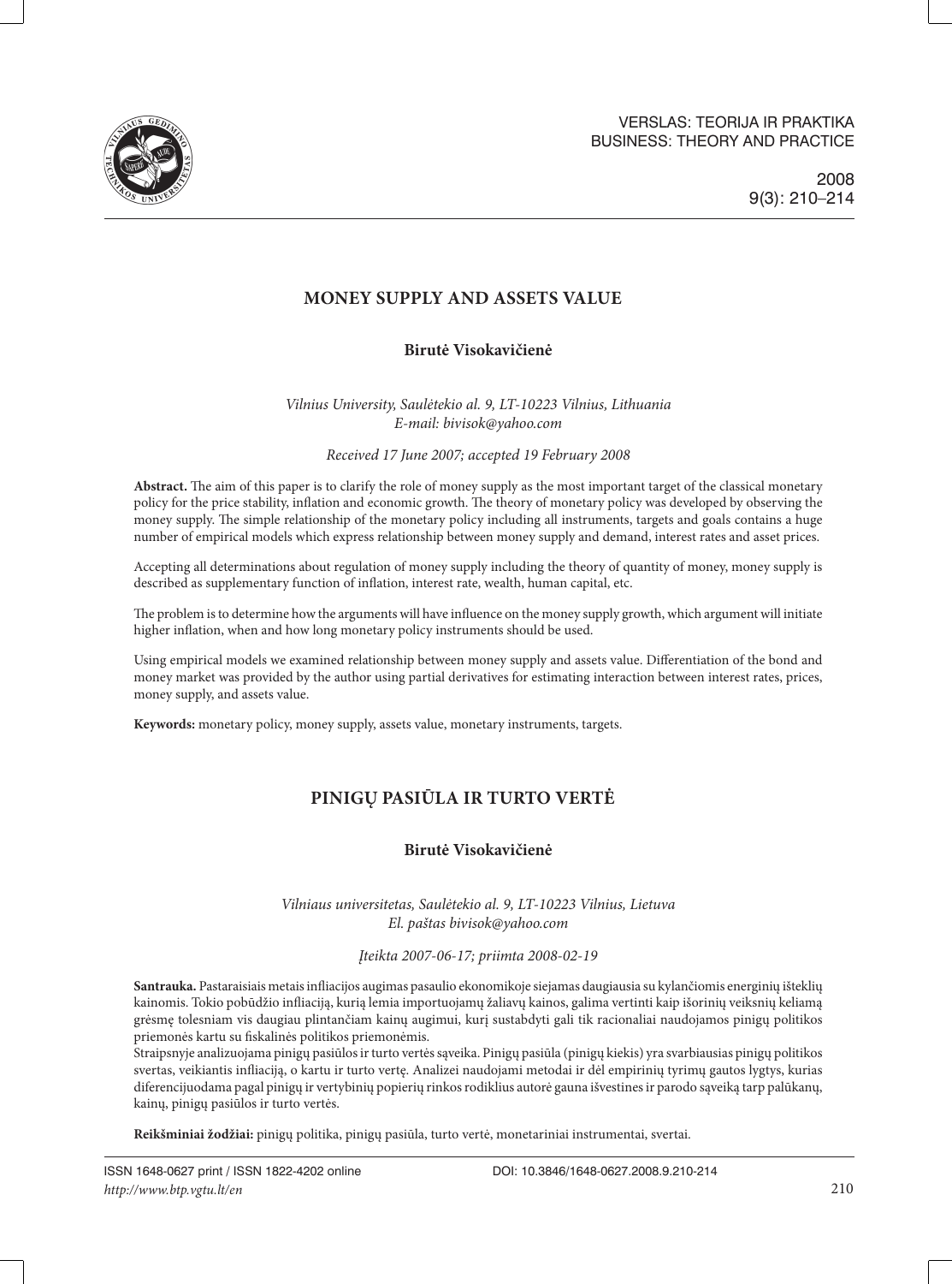# MONEY SUPPLY AND ASSETS VALUE

**Birutė Visokavičienė**

*Vilnius University, Saulėtekio al. 9, LT-10223 Vilnius, Lithuania*
*E-mail: bivisok@yahoo.com*

*Received 17 June 2007; accepted 19 February 2008*

**Abstract.** The aim of this paper is to clarify the role of money supply as the most important target of the classical monetary policy for the price stability, inflation and economic growth. The theory of monetary policy was developed by observing the money supply. The simple relationship of the monetary policy including all instruments, targets and goals contains a huge number of empirical models which express relationship between money supply and demand, interest rates and asset prices.

Accepting all determinations about regulation of money supply including the theory of quantity of money, money supply is described as supplementary function of inflation, interest rate, wealth, human capital, etc.

The problem is to determine how the arguments will have influence on the money supply growth, which argument will initiate higher inflation, when and how long monetary policy instruments should be used.

Using empirical models we examined relationship between money supply and assets value. Differentiation of the bond and money market was provided by the author using partial derivatives for estimating interaction between interest rates, prices, money supply, and assets value.

**Keywords:** monetary policy, money supply, assets value, monetary instruments, targets.

# PINIGŲ PASIŪLA IR TURTO VERTĖ

**Birutė Visokavičienė**

*Vilniaus universitetas, Saulėtekio al. 9, LT-10223 Vilnius, Lietuva*
*El. paštas bivisok@yahoo.com*

*Įteikta 2007-06-17; priimta 2008-02-19*

**Santrauka.** Pastaraisiais metais infliacijos augimas pasaulio ekonomikoje siejamas daugiausia su kylančiomis energinių išteklių kainomis. Tokio pobūdžio infliaciją, kurią lemia importuojamų žaliavų kainos, galima vertinti kaip išorinių veiksnių keliamą grėsmę tolesniam vis daugiau plintančiam kainų augimui, kurį sustabdyti gali tik racionaliai naudojamos pinigų politikos priemonės kartu su fiskalinės politikos priemonėmis.
Straipsnyje analizuojama pinigų pasiūlos ir turto vertės sąveika. Pinigų pasiūla (pinigų kiekis) yra svarbiausias pinigų politikos svertas, veikiantis infliaciją, o kartu ir turto vertę. Analizei naudojami metodai ir dėl empirinių tyrimų gautos lygtys, kurias diferencijuodama pagal pinigų ir vertybinių popierių rinkos rodiklius autorė gauna išvestines ir parodo sąveiką tarp palūkanų, kainų, pinigų pasiūlos ir turto vertės.

**Reikšminiai žodžiai:** pinigų politika, pinigų pasiūla, turto vertė, monetariniai instrumentai, svertai.

ISSN 1648-0627 print / ISSN 1822-4202 online DOI: 10.3846/1648-0627.2008.9.210-214
*http://www.btp.vgtu.lt/en*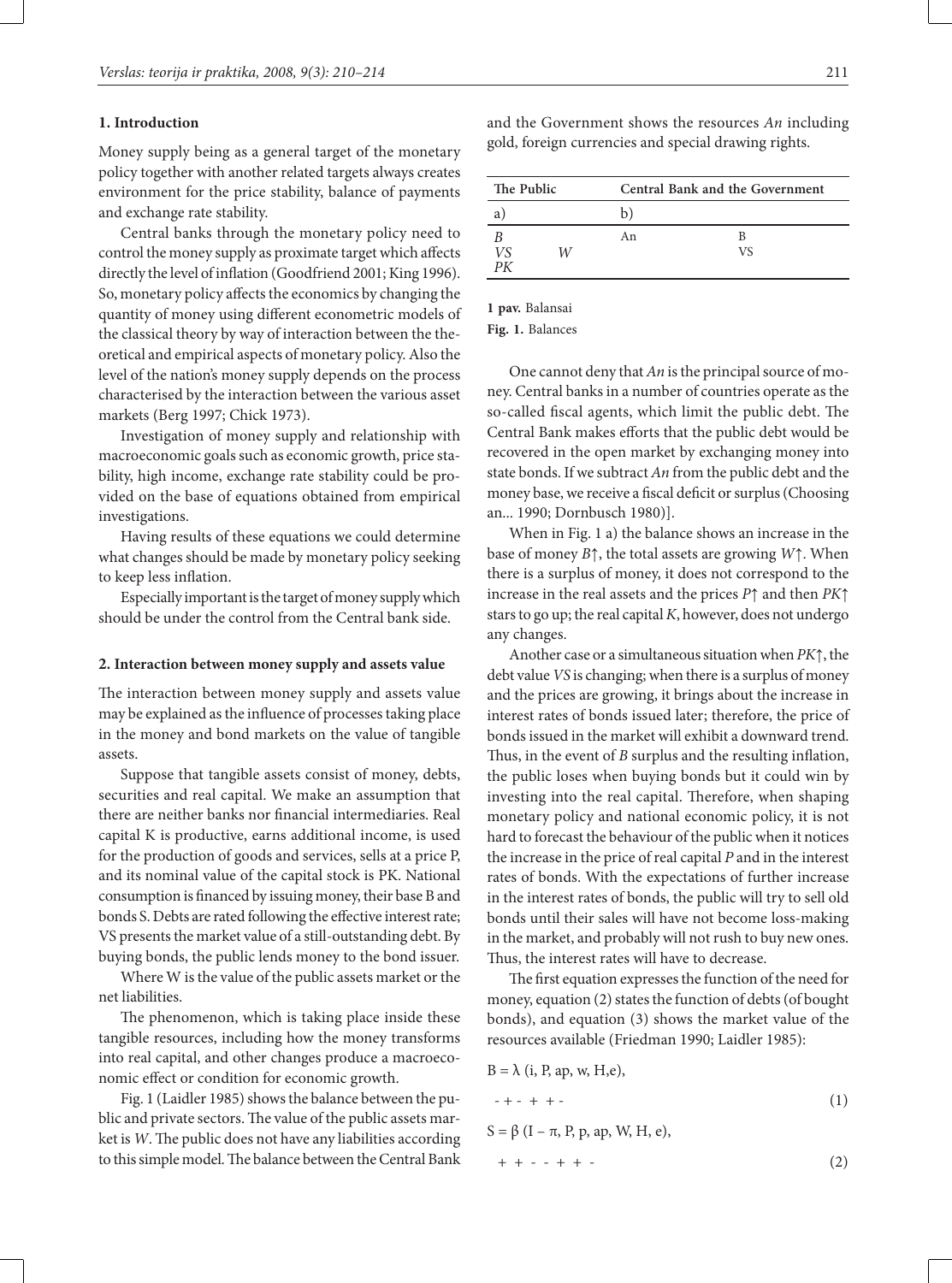## 1. Introduction

Money supply being as a general target of the monetary policy together with another related targets always creates environment for the price stability, balance of payments and exchange rate stability.

Central banks through the monetary policy need to control the money supply as proximate target which affects directly the level of inflation (Goodfriend 2001; King 1996). So, monetary policy affects the economics by changing the quantity of money using different econometric models of the classical theory by way of interaction between the theoretical and empirical aspects of monetary policy. Also the level of the nation's money supply depends on the process characterised by the interaction between the various asset markets (Berg 1997; Chick 1973).

Investigation of money supply and relationship with macroeconomic goals such as economic growth, price stability, high income, exchange rate stability could be provided on the base of equations obtained from empirical investigations.

Having results of these equations we could determine what changes should be made by monetary policy seeking to keep less inflation.

Especially important is the target of money supply which should be under the control from the Central bank side.

## 2. Interaction between money supply and assets value

The interaction between money supply and assets value may be explained as the influence of processes taking place in the money and bond markets on the value of tangible assets.

Suppose that tangible assets consist of money, debts, securities and real capital. We make an assumption that there are neither banks nor financial intermediaries. Real capital K is productive, earns additional income, is used for the production of goods and services, sells at a price P, and its nominal value of the capital stock is PK. National consumption is financed by issuing money, their base B and bonds S. Debts are rated following the effective interest rate; VS presents the market value of a still-outstanding debt. By buying bonds, the public lends money to the bond issuer.

Where W is the value of the public assets market or the net liabilities.

The phenomenon, which is taking place inside these tangible resources, including how the money transforms into real capital, and other changes produce a macroeconomic effect or condition for economic growth.

Fig. 1 (Laidler 1985) shows the balance between the public and private sectors. The value of the public assets market is *W*. The public does not have any liabilities according to this simple model. The balance between the Central Bank and the Government shows the resources *An* including gold, foreign currencies and special drawing rights.

| The Public | | Central Bank and the Government | |
|---|---|---|---|
| a) | | b) | |
| *B*<br>*VS*<br>*PK* | *W* | An | B<br>VS |

**1 pav.** Balansai

**Fig. 1.** Balances

One cannot deny that *An* is the principal source of money. Central banks in a number of countries operate as the so-called fiscal agents, which limit the public debt. The Central Bank makes efforts that the public debt would be recovered in the open market by exchanging money into state bonds. If we subtract *An* from the public debt and the money base, we receive a fiscal deficit or surplus (Choosing an... 1990; Dornbusch 1980)].

When in Fig. 1 a) the balance shows an increase in the base of money *B*↑, the total assets are growing *W*↑. When there is a surplus of money, it does not correspond to the increase in the real assets and the prices *P*↑ and then *PK*↑ stars to go up; the real capital *K*, however, does not undergo any changes.

Another case or a simultaneous situation when *PK*↑, the debt value *VS* is changing; when there is a surplus of money and the prices are growing, it brings about the increase in interest rates of bonds issued later; therefore, the price of bonds issued in the market will exhibit a downward trend. Thus, in the event of *B* surplus and the resulting inflation, the public loses when buying bonds but it could win by investing into the real capital. Therefore, when shaping monetary policy and national economic policy, it is not hard to forecast the behaviour of the public when it notices the increase in the price of real capital *P* and in the interest rates of bonds. With the expectations of further increase in the interest rates of bonds, the public will try to sell old bonds until their sales will have not become loss-making in the market, and probably will not rush to buy new ones. Thus, the interest rates will have to decrease.

The first equation expresses the function of the need for money, equation (2) states the function of debts (of bought bonds), and equation (3) shows the market value of the resources available (Friedman 1990; Laidler 1985):

$$B = \lambda\,(i,\ P,\ ap,\ w,\ H, e), \tag{1}$$

$$\text{-}\ \ +\ \ \text{-}\ \ +\ \ +\ \ \text{-}$$

$$S = \beta\,(I - \pi,\ P,\ p,\ ap,\ W,\ H,\ e), \tag{2}$$

$$+\ \ +\ \ \text{-}\ \ \text{-}\ \ +\ \ +\ \ \text{-}$$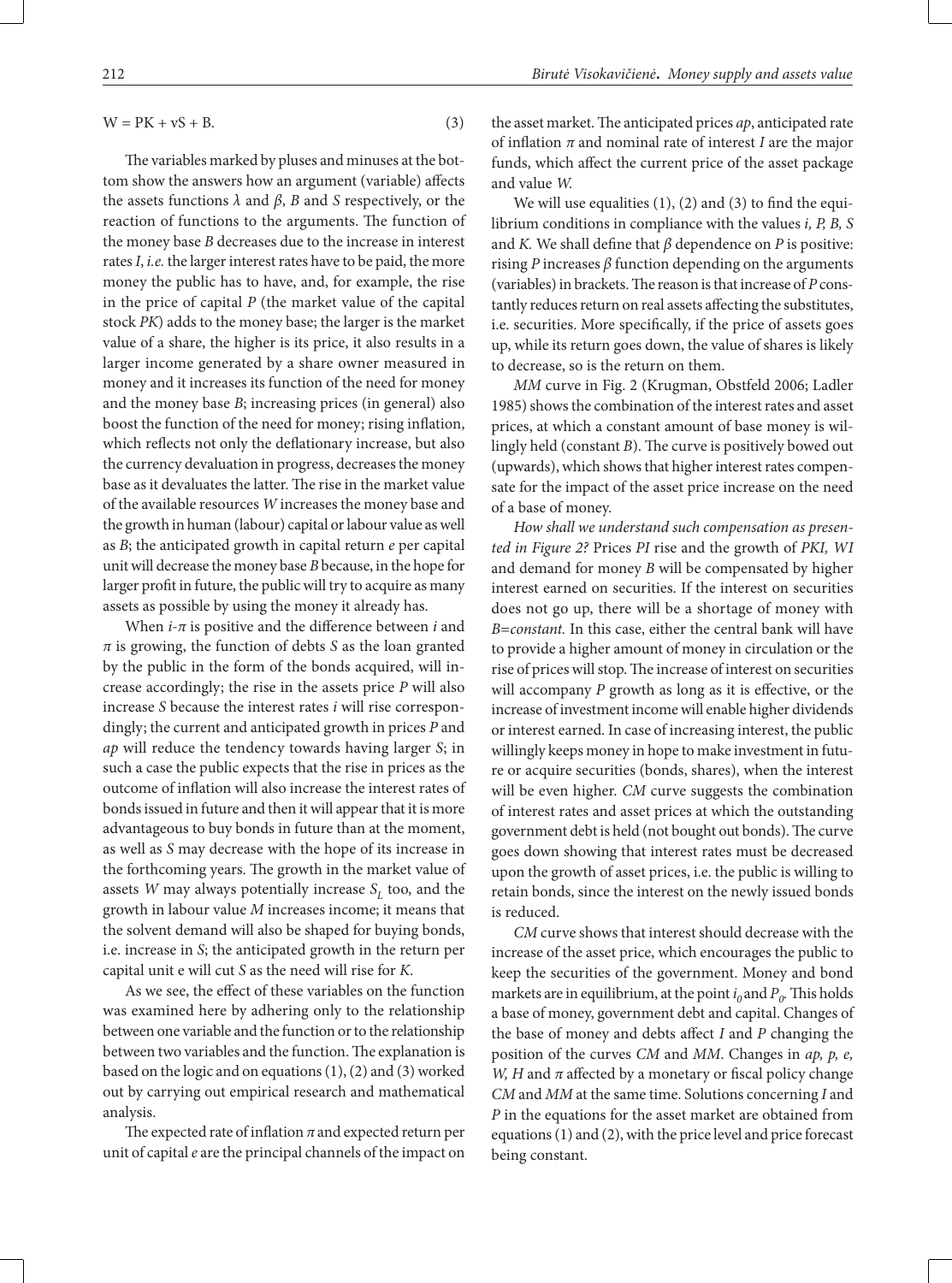$$W = PK + vS + B. \tag{3}$$

The variables marked by pluses and minuses at the bottom show the answers how an argument (variable) affects the assets functions $\lambda$ and $\beta$, $B$ and $S$ respectively, or the reaction of functions to the arguments. The function of the money base $B$ decreases due to the increase in interest rates $I$, *i.e.* the larger interest rates have to be paid, the more money the public has to have, and, for example, the rise in the price of capital $P$ (the market value of the capital stock $PK$) adds to the money base; the larger is the market value of a share, the higher is its price, it also results in a larger income generated by a share owner measured in money and it increases its function of the need for money and the money base $B$; increasing prices (in general) also boost the function of the need for money; rising inflation, which reflects not only the deflationary increase, but also the currency devaluation in progress, decreases the money base as it devaluates the latter. The rise in the market value of the available resources $W$ increases the money base and the growth in human (labour) capital or labour value as well as $B$; the anticipated growth in capital return $e$ per capital unit will decrease the money base $B$ because, in the hope for larger profit in future, the public will try to acquire as many assets as possible by using the money it already has.

When $i$-$\pi$ is positive and the difference between $i$ and $\pi$ is growing, the function of debts $S$ as the loan granted by the public in the form of the bonds acquired, will increase accordingly; the rise in the assets price $P$ will also increase $S$ because the interest rates $i$ will rise correspondingly; the current and anticipated growth in prices $P$ and $ap$ will reduce the tendency towards having larger $S$; in such a case the public expects that the rise in prices as the outcome of inflation will also increase the interest rates of bonds issued in future and then it will appear that it is more advantageous to buy bonds in future than at the moment, as well as $S$ may decrease with the hope of its increase in the forthcoming years. The growth in the market value of assets $W$ may always potentially increase $S_L$ too, and the growth in labour value $M$ increases income; it means that the solvent demand will also be shaped for buying bonds, i.e. increase in $S$; the anticipated growth in the return per capital unit e will cut $S$ as the need will rise for $K$.

As we see, the effect of these variables on the function was examined here by adhering only to the relationship between one variable and the function or to the relationship between two variables and the function. The explanation is based on the logic and on equations (1), (2) and (3) worked out by carrying out empirical research and mathematical analysis.

The expected rate of inflation $\pi$ and expected return per unit of capital $e$ are the principal channels of the impact on the asset market. The anticipated prices $ap$, anticipated rate of inflation $\pi$ and nominal rate of interest $I$ are the major funds, which affect the current price of the asset package and value $W$.

We will use equalities (1), (2) and (3) to find the equilibrium conditions in compliance with the values $i$, $P$, $B$, $S$ and $K$. We shall define that $\beta$ dependence on $P$ is positive: rising $P$ increases $\beta$ function depending on the arguments (variables) in brackets. The reason is that increase of $P$ constantly reduces return on real assets affecting the substitutes, i.e. securities. More specifically, if the price of assets goes up, while its return goes down, the value of shares is likely to decrease, so is the return on them.

*MM* curve in Fig. 2 (Krugman, Obstfeld 2006; Ladler 1985) shows the combination of the interest rates and asset prices, at which a constant amount of base money is willingly held (constant $B$). The curve is positively bowed out (upwards), which shows that higher interest rates compensate for the impact of the asset price increase on the need of a base of money.

*How shall we understand such compensation as presented in Figure 2?* Prices *PI* rise and the growth of *PKI*, *WI* and demand for money $B$ will be compensated by higher interest earned on securities. If the interest on securities does not go up, there will be a shortage of money with $B$=*constant*. In this case, either the central bank will have to provide a higher amount of money in circulation or the rise of prices will stop. The increase of interest on securities will accompany $P$ growth as long as it is effective, or the increase of investment income will enable higher dividends or interest earned. In case of increasing interest, the public willingly keeps money in hope to make investment in future or acquire securities (bonds, shares), when the interest will be even higher. *CM* curve suggests the combination of interest rates and asset prices at which the outstanding government debt is held (not bought out bonds). The curve goes down showing that interest rates must be decreased upon the growth of asset prices, i.e. the public is willing to retain bonds, since the interest on the newly issued bonds is reduced.

*CM* curve shows that interest should decrease with the increase of the asset price, which encourages the public to keep the securities of the government. Money and bond markets are in equilibrium, at the point $i_0$ and $P_0$. This holds a base of money, government debt and capital. Changes of the base of money and debts affect $I$ and $P$ changing the position of the curves *CM* and *MM*. Changes in *ap, p, e, W, H* and $\pi$ affected by a monetary or fiscal policy change *CM* and *MM* at the same time. Solutions concerning $I$ and $P$ in the equations for the asset market are obtained from equations (1) and (2), with the price level and price forecast being constant.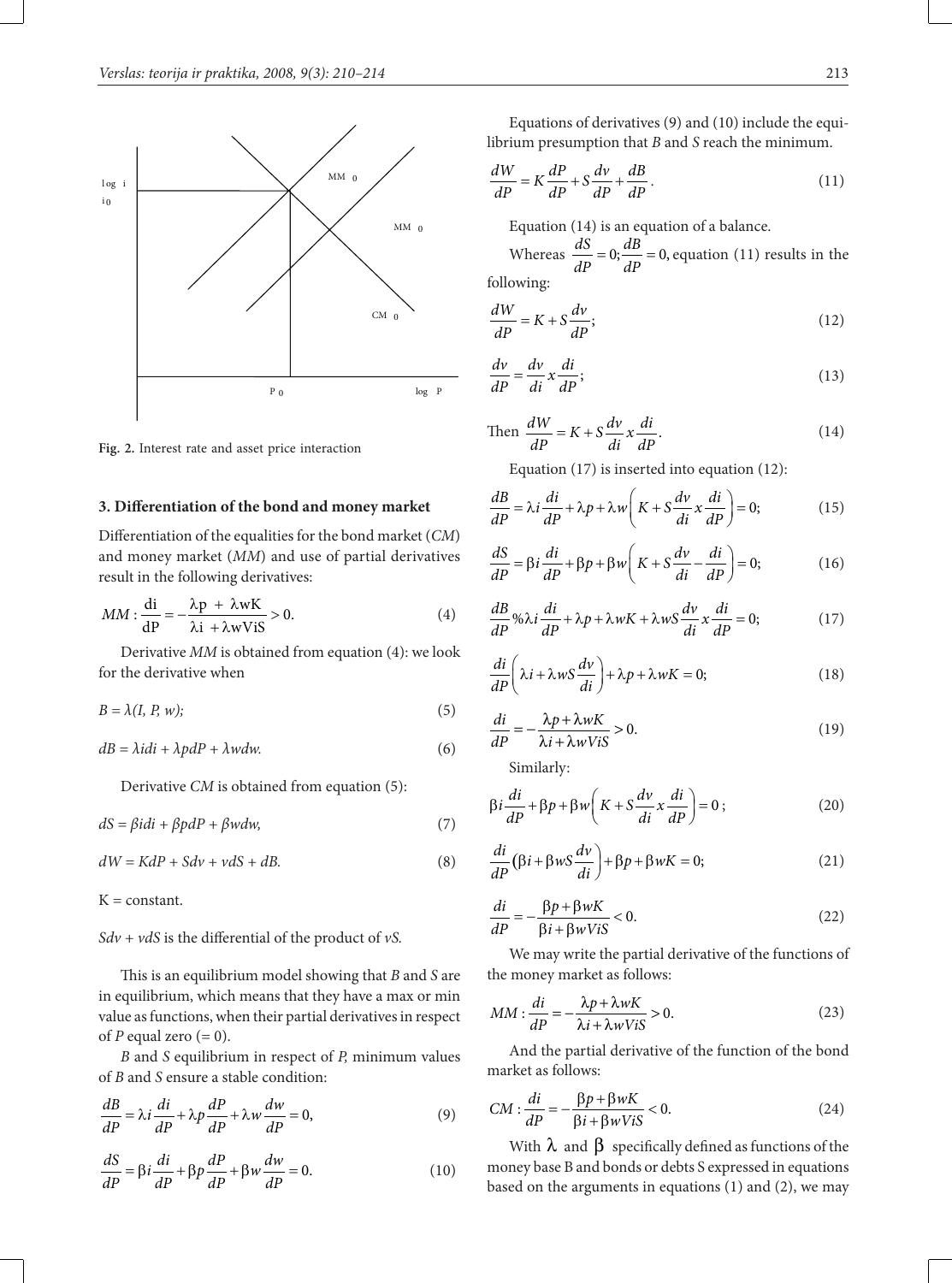log i

i0

MM 0

MM 0

CM 0

P 0

log P

**Fig. 2.** Interest rate and asset price interaction

### 3. Differentiation of the bond and money market

Differentiation of the equalities for the bond market (*CM*) and money market (*MM*) and use of partial derivatives result in the following derivatives:

$$MM: \frac{di}{dP} = -\frac{\lambda p + \lambda wK}{\lambda i + \lambda wViS} > 0. \tag{4}$$

Derivative *MM* is obtained from equation (4): we look for the derivative when

$$B = \lambda(I, P, w); \tag{5}$$

$$dB = \lambda i di + \lambda p dP + \lambda w dw. \tag{6}$$

Derivative *CM* is obtained from equation (5):

$$dS = \beta i di + \beta p dP + \beta w dw, \tag{7}$$

$$dW = KdP + Sdv + vdS + dB. \tag{8}$$

K = constant.

*Sdv + vdS* is the differential of the product of *vS.*

This is an equilibrium model showing that *B* and *S* are in equilibrium, which means that they have a max or min value as functions, when their partial derivatives in respect of *P* equal zero (= 0).

*B* and *S* equilibrium in respect of *P,* minimum values of *B* and *S* ensure a stable condition:

$$\frac{dB}{dP} = \lambda i \frac{di}{dP} + \lambda p \frac{dP}{dP} + \lambda w \frac{dw}{dP} = 0, \tag{9}$$

$$\frac{dS}{dP} = \beta i \frac{di}{dP} + \beta p \frac{dP}{dP} + \beta w \frac{dw}{dP} = 0. \tag{10}$$

Equations of derivatives (9) and (10) include the equilibrium presumption that *B* and *S* reach the minimum.

$$\frac{dW}{dP} = K\frac{dP}{dP} + S\frac{dv}{dP} + \frac{dB}{dP}. \tag{11}$$

Equation (14) is an equation of a balance.

Whereas $\frac{dS}{dP} = 0; \frac{dB}{dP} = 0,$ equation (11) results in the following:

$$\frac{dW}{dP} = K + S\frac{dv}{dP}; \tag{12}$$

$$\frac{dv}{dP} = \frac{dv}{di} x \frac{di}{dP}; \tag{13}$$

Then $\frac{dW}{dP} = K + S\frac{dv}{di} x \frac{di}{dP}.$ (14)

Equation (17) is inserted into equation (12):

$$\frac{dB}{dP} = \lambda i \frac{di}{dP} + \lambda p + \lambda w \left( K + S\frac{dv}{di} x \frac{di}{dP} \right) = 0; \tag{15}$$

$$\frac{dS}{dP} = \beta i \frac{di}{dP} + \beta p + \beta w \left( K + S\frac{dv}{di} - \frac{di}{dP} \right) = 0; \tag{16}$$

$$\frac{dB}{dP} \% \lambda i \frac{di}{dP} + \lambda p + \lambda wK + \lambda wS\frac{dv}{di} x \frac{di}{dP} = 0; \tag{17}$$

$$\frac{di}{dP}\left( \lambda i + \lambda wS\frac{dv}{di} \right) + \lambda p + \lambda wK = 0; \tag{18}$$

$$\frac{di}{dP} = -\frac{\lambda p + \lambda wK}{\lambda i + \lambda wViS} > 0. \tag{19}$$

Similarly:

$$\beta i \frac{di}{dP} + \beta p + \beta w \left( K + S\frac{dv}{di} x \frac{di}{dP} \right) = 0\,; \tag{20}$$

$$\frac{di}{dP}\left( \beta i + \beta wS\frac{dv}{di} \right) + \beta p + \beta wK = 0; \tag{21}$$

$$\frac{di}{dP} = -\frac{\beta p + \beta wK}{\beta i + \beta wViS} < 0. \tag{22}$$

We may write the partial derivative of the functions of the money market as follows:

$$MM: \frac{di}{dP} = -\frac{\lambda p + \lambda wK}{\lambda i + \lambda wViS} > 0. \tag{23}$$

And the partial derivative of the function of the bond market as follows:

$$CM: \frac{di}{dP} = -\frac{\beta p + \beta wK}{\beta i + \beta wViS} < 0. \tag{24}$$

With $\lambda$ and $\beta$ specifically defined as functions of the money base B and bonds or debts S expressed in equations based on the arguments in equations (1) and (2), we may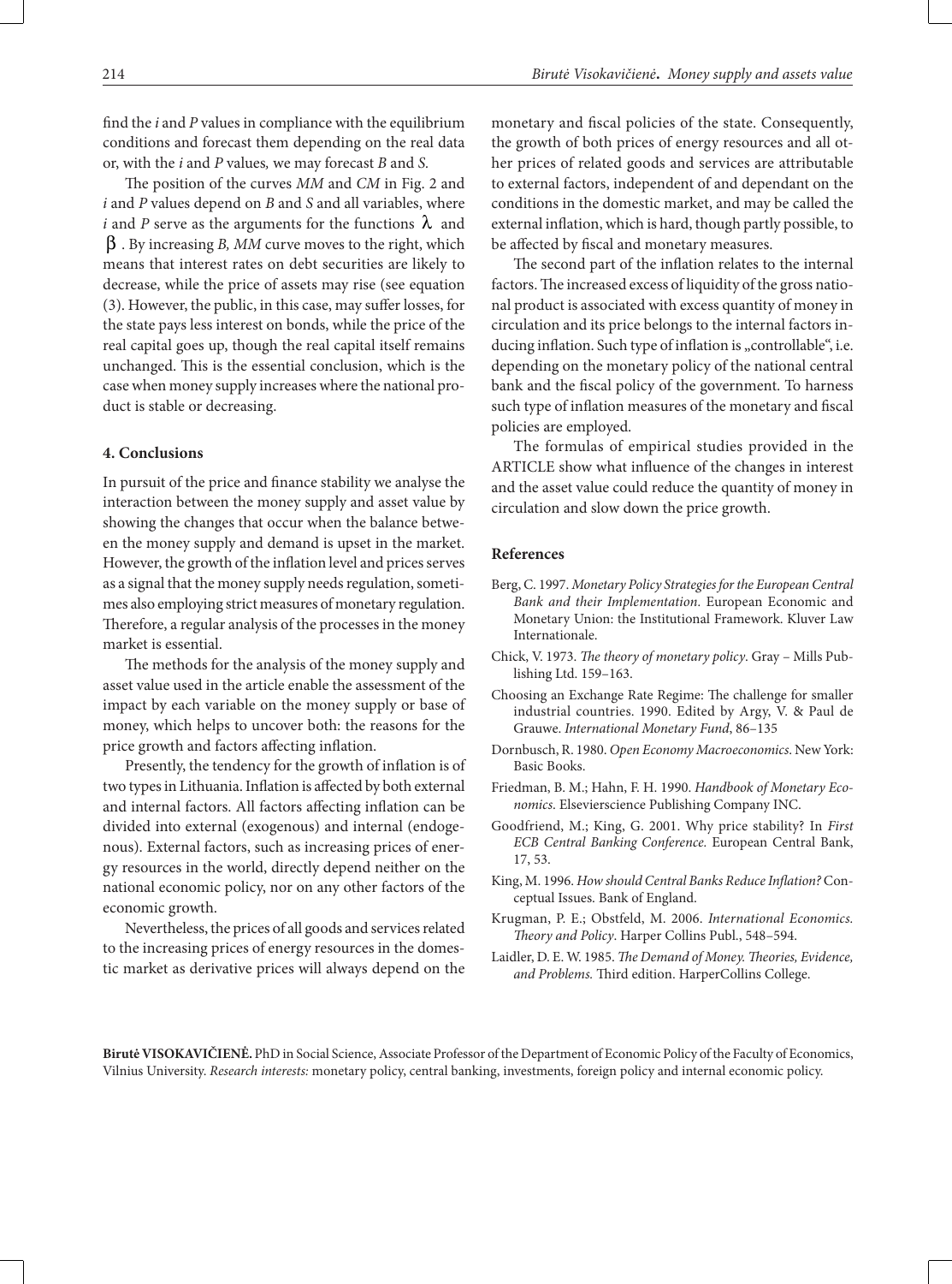find the $i$ and $P$ values in compliance with the equilibrium conditions and forecast them depending on the real data or, with the $i$ and $P$ values, we may forecast $B$ and $S$.

The position of the curves *MM* and *CM* in Fig. 2 and $i$ and $P$ values depend on $B$ and $S$ and all variables, where $i$ and $P$ serve as the arguments for the functions $\lambda$ and $\beta$. By increasing $B$, *MM* curve moves to the right, which means that interest rates on debt securities are likely to decrease, while the price of assets may rise (see equation (3). However, the public, in this case, may suffer losses, for the state pays less interest on bonds, while the price of the real capital goes up, though the real capital itself remains unchanged. This is the essential conclusion, which is the case when money supply increases where the national product is stable or decreasing.

## 4. Conclusions

In pursuit of the price and finance stability we analyse the interaction between the money supply and asset value by showing the changes that occur when the balance between the money supply and demand is upset in the market. However, the growth of the inflation level and prices serves as a signal that the money supply needs regulation, sometimes also employing strict measures of monetary regulation. Therefore, a regular analysis of the processes in the money market is essential.

The methods for the analysis of the money supply and asset value used in the article enable the assessment of the impact by each variable on the money supply or base of money, which helps to uncover both: the reasons for the price growth and factors affecting inflation.

Presently, the tendency for the growth of inflation is of two types in Lithuania. Inflation is affected by both external and internal factors. All factors affecting inflation can be divided into external (exogenous) and internal (endogenous). External factors, such as increasing prices of energy resources in the world, directly depend neither on the national economic policy, nor on any other factors of the economic growth.

Nevertheless, the prices of all goods and services related to the increasing prices of energy resources in the domestic market as derivative prices will always depend on the monetary and fiscal policies of the state. Consequently, the growth of both prices of energy resources and all other prices of related goods and services are attributable to external factors, independent of and dependant on the conditions in the domestic market, and may be called the external inflation, which is hard, though partly possible, to be affected by fiscal and monetary measures.

The second part of the inflation relates to the internal factors. The increased excess of liquidity of the gross national product is associated with excess quantity of money in circulation and its price belongs to the internal factors inducing inflation. Such type of inflation is „controllable", i.e. depending on the monetary policy of the national central bank and the fiscal policy of the government. To harness such type of inflation measures of the monetary and fiscal policies are employed.

The formulas of empirical studies provided in the ARTICLE show what influence of the changes in interest and the asset value could reduce the quantity of money in circulation and slow down the price growth.

## References

Berg, C. 1997. *Monetary Policy Strategies for the European Central Bank and their Implementation.* European Economic and Monetary Union: the Institutional Framework. Kluver Law Internationale.

Chick, V. 1973. *The theory of monetary policy*. Gray – Mills Publishing Ltd. 159–163.

Choosing an Exchange Rate Regime: The challenge for smaller industrial countries. 1990. Edited by Argy, V. & Paul de Grauwe. *International Monetary Fund*, 86–135

Dornbusch, R. 1980. *Open Economy Macroeconomics*. New York: Basic Books.

Friedman, B. M.; Hahn, F. H. 1990. *Handbook of Monetary Economics*. Elsevierscience Publishing Company INC.

Goodfriend, M.; King, G. 2001. Why price stability? In *First ECB Central Banking Conference.* European Central Bank, 17, 53.

King, M. 1996. *How should Central Banks Reduce Inflation?* Conceptual Issues. Bank of England.

Krugman, P. E.; Obstfeld, M. 2006. *International Economics. Theory and Policy*. Harper Collins Publ., 548–594.

Laidler, D. E. W. 1985. *The Demand of Money. Theories, Evidence, and Problems.* Third edition. HarperCollins College.

**Birutė VISOKAVIČIENĖ.** PhD in Social Science, Associate Professor of the Department of Economic Policy of the Faculty of Economics, Vilnius University. *Research interests:* monetary policy, central banking, investments, foreign policy and internal economic policy.